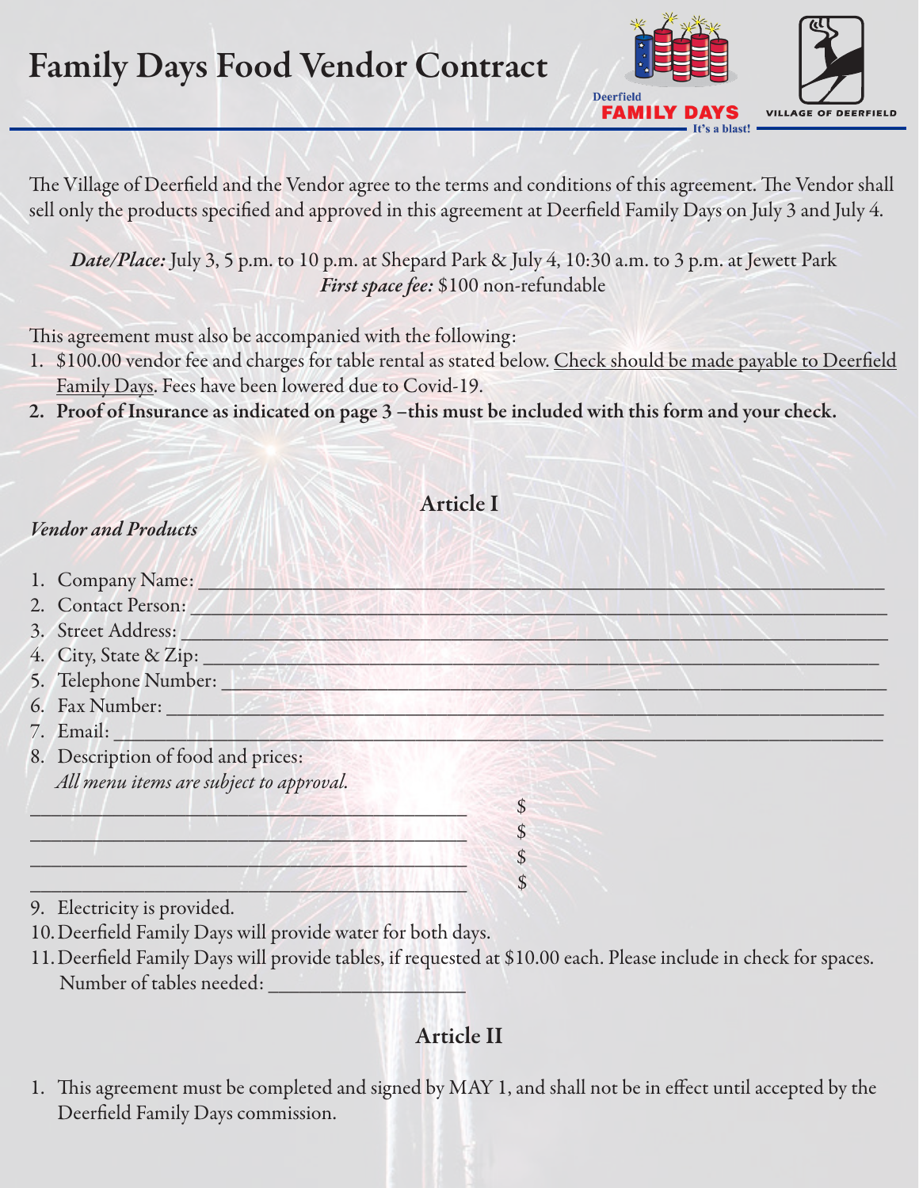# Family Days Food Vendor Contract

The Village of Deerfield and the Vendor agree to the terms and conditions of this agreement. The Vendor shall sell only the products specified and approved in this agreement at Deerfield Family Days on July 3 and July 4.

*Date/Place:* July 3, 5 p.m. to 10 p.m. at Shepard Park & July 4, 10:30 a.m. to 3 p.m. at Jewett Park
*First space fee:* $100 non-refundable

This agreement must also be accompanied with the following:

1. $100.00 vendor fee and charges for table rental as stated below. Check should be made payable to Deerfield Family Days. Fees have been lowered due to Covid-19.
2. **Proof of Insurance as indicated on page 3 –this must be included with this form and your check.**

## Article I

*Vendor and Products*

1. Company Name: ______________________________
2. Contact Person: ______________________________
3. Street Address: ______________________________
4. City, State & Zip: ______________________________
5. Telephone Number: ______________________________
6. Fax Number: ______________________________
7. Email: ______________________________
8. Description of food and prices:
   *All menu items are subject to approval.*

______________________________ $
______________________________ $
______________________________ $
______________________________ $

9. Electricity is provided.
10. Deerfield Family Days will provide water for both days.
11. Deerfield Family Days will provide tables, if requested at $10.00 each. Please include in check for spaces.
    Number of tables needed: ____________

## Article II

1. This agreement must be completed and signed by MAY 1, and shall not be in effect until accepted by the Deerfield Family Days commission.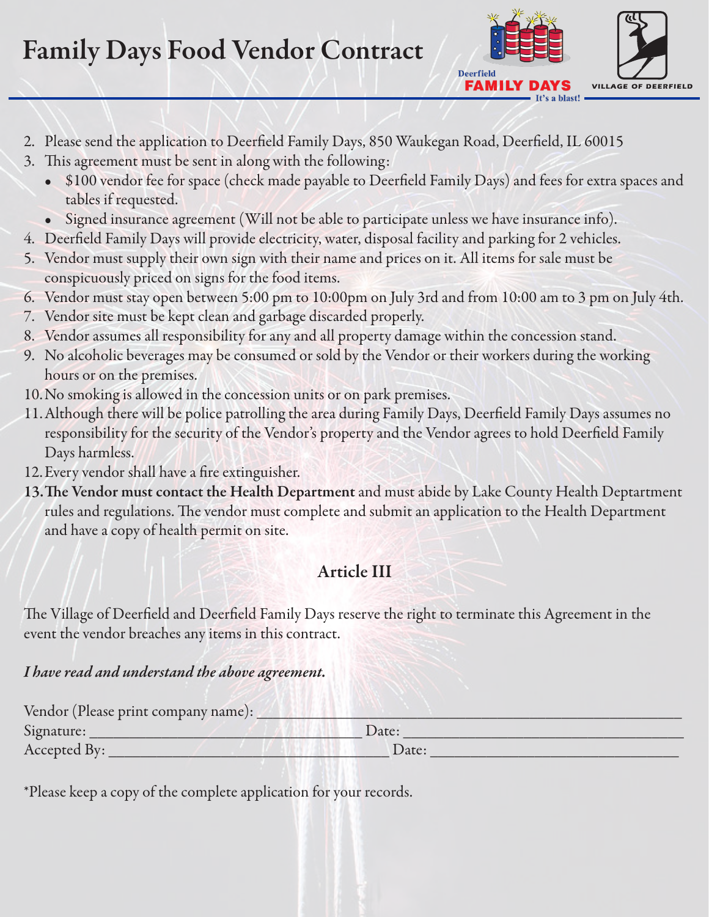# Family Days Food Vendor Contract

2. Please send the application to Deerfield Family Days, 850 Waukegan Road, Deerfield, IL 60015
3. This agreement must be sent in along with the following:
   - $100 vendor fee for space (check made payable to Deerfield Family Days) and fees for extra spaces and tables if requested.
   - Signed insurance agreement (Will not be able to participate unless we have insurance info).
4. Deerfield Family Days will provide electricity, water, disposal facility and parking for 2 vehicles.
5. Vendor must supply their own sign with their name and prices on it. All items for sale must be conspicuously priced on signs for the food items.
6. Vendor must stay open between 5:00 pm to 10:00pm on July 3rd and from 10:00 am to 3 pm on July 4th.
7. Vendor site must be kept clean and garbage discarded properly.
8. Vendor assumes all responsibility for any and all property damage within the concession stand.
9. No alcoholic beverages may be consumed or sold by the Vendor or their workers during the working hours or on the premises.
10. No smoking is allowed in the concession units or on park premises.
11. Although there will be police patrolling the area during Family Days, Deerfield Family Days assumes no responsibility for the security of the Vendor's property and the Vendor agrees to hold Deerfield Family Days harmless.
12. Every vendor shall have a fire extinguisher.
13. **The Vendor must contact the Health Department** and must abide by Lake County Health Deptartment rules and regulations. The vendor must complete and submit an application to the Health Department and have a copy of health permit on site.

## Article III

The Village of Deerfield and Deerfield Family Days reserve the right to terminate this Agreement in the event the vendor breaches any items in this contract.

***I have read and understand the above agreement.***

Vendor (Please print company name): ____________________________________________

Signature: ______________________________ Date: ______________________________

Accepted By: ______________________________ Date: ______________________________

*Please keep a copy of the complete application for your records.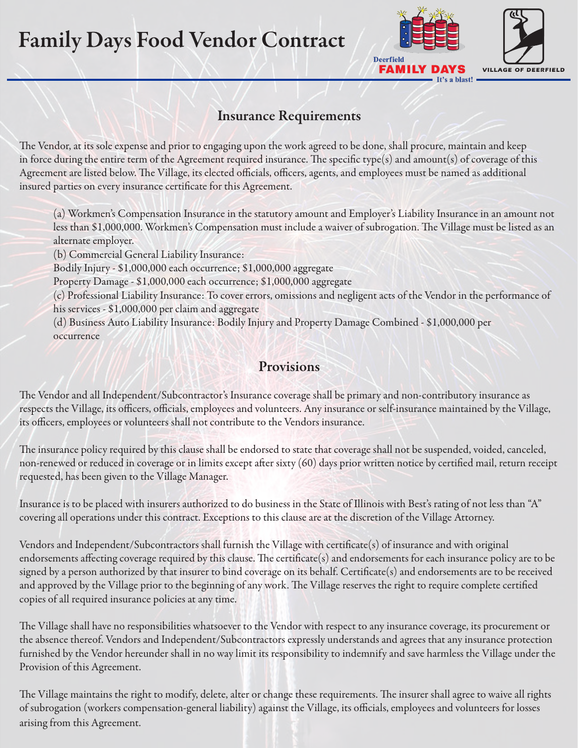# Family Days Food Vendor Contract

## Insurance Requirements

The Vendor, at its sole expense and prior to engaging upon the work agreed to be done, shall procure, maintain and keep in force during the entire term of the Agreement required insurance. The specific type(s) and amount(s) of coverage of this Agreement are listed below. The Village, its elected officials, officers, agents, and employees must be named as additional insured parties on every insurance certificate for this Agreement.

(a) Workmen's Compensation Insurance in the statutory amount and Employer's Liability Insurance in an amount not less than $1,000,000. Workmen's Compensation must include a waiver of subrogation. The Village must be listed as an alternate employer.
(b) Commercial General Liability Insurance:
Bodily Injury - $1,000,000 each occurrence; $1,000,000 aggregate
Property Damage - $1,000,000 each occurrence; $1,000,000 aggregate
(c) Professional Liability Insurance: To cover errors, omissions and negligent acts of the Vendor in the performance of his services - $1,000,000 per claim and aggregate
(d) Business Auto Liability Insurance: Bodily Injury and Property Damage Combined - $1,000,000 per occurrence

## Provisions

The Vendor and all Independent/Subcontractor's Insurance coverage shall be primary and non-contributory insurance as respects the Village, its officers, officials, employees and volunteers. Any insurance or self-insurance maintained by the Village, its officers, employees or volunteers shall not contribute to the Vendors insurance.

The insurance policy required by this clause shall be endorsed to state that coverage shall not be suspended, voided, canceled, non-renewed or reduced in coverage or in limits except after sixty (60) days prior written notice by certified mail, return receipt requested, has been given to the Village Manager.

Insurance is to be placed with insurers authorized to do business in the State of Illinois with Best's rating of not less than "A" covering all operations under this contract. Exceptions to this clause are at the discretion of the Village Attorney.

Vendors and Independent/Subcontractors shall furnish the Village with certificate(s) of insurance and with original endorsements affecting coverage required by this clause. The certificate(s) and endorsements for each insurance policy are to be signed by a person authorized by that insurer to bind coverage on its behalf. Certificate(s) and endorsements are to be received and approved by the Village prior to the beginning of any work. The Village reserves the right to require complete certified copies of all required insurance policies at any time.

The Village shall have no responsibilities whatsoever to the Vendor with respect to any insurance coverage, its procurement or the absence thereof. Vendors and Independent/Subcontractors expressly understands and agrees that any insurance protection furnished by the Vendor hereunder shall in no way limit its responsibility to indemnify and save harmless the Village under the Provision of this Agreement.

The Village maintains the right to modify, delete, alter or change these requirements. The insurer shall agree to waive all rights of subrogation (workers compensation-general liability) against the Village, its officials, employees and volunteers for losses arising from this Agreement.